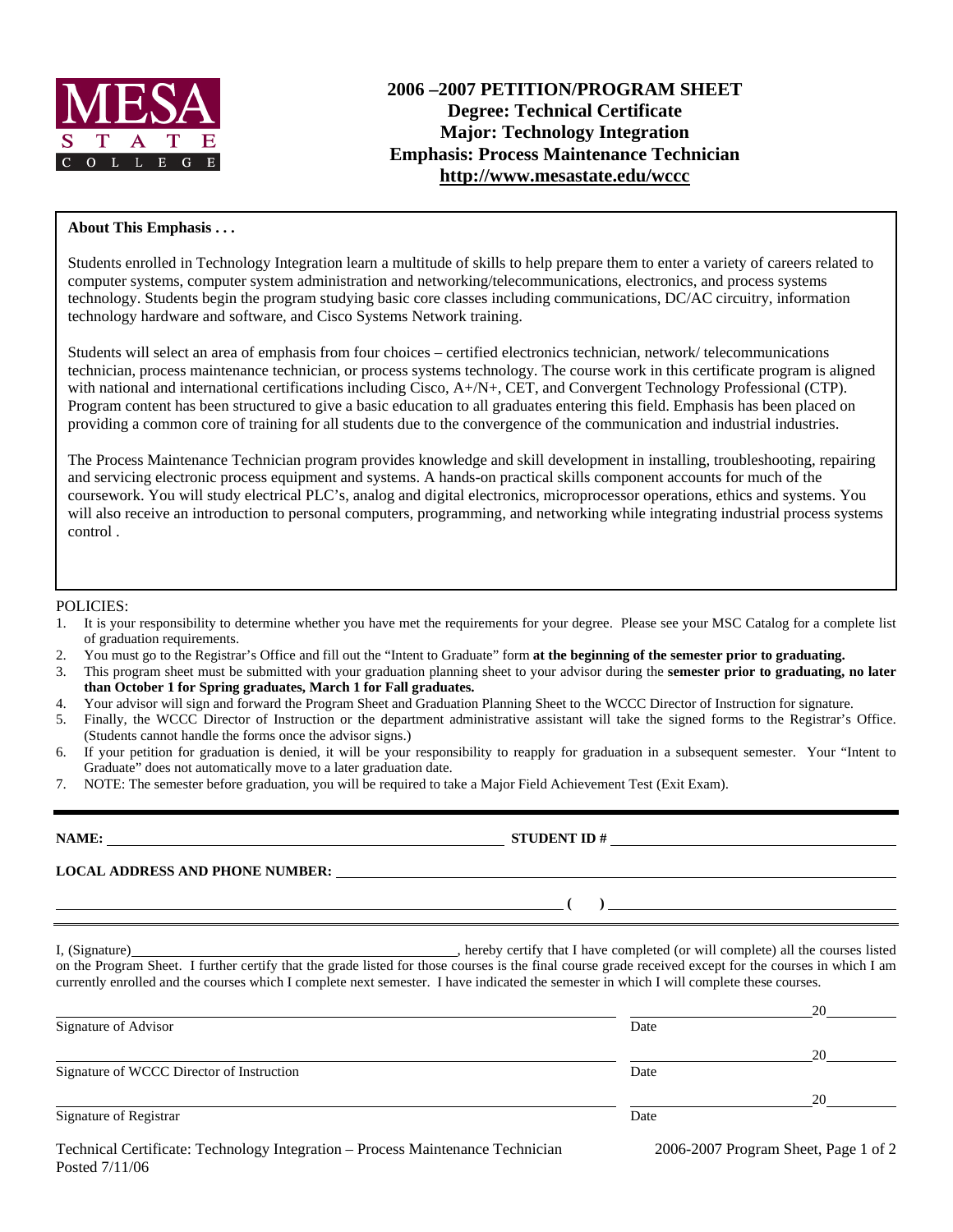MESA STATE COLLEGE

# 2006 –2007 PETITION/PROGRAM SHEET
## Degree: Technical Certificate
## Major: Technology Integration
## Emphasis: Process Maintenance Technician
## http://www.mesastate.edu/wccc

**About This Emphasis . . .**

Students enrolled in Technology Integration learn a multitude of skills to help prepare them to enter a variety of careers related to computer systems, computer system administration and networking/telecommunications, electronics, and process systems technology. Students begin the program studying basic core classes including communications, DC/AC circuitry, information technology hardware and software, and Cisco Systems Network training.

Students will select an area of emphasis from four choices – certified electronics technician, network/ telecommunications technician, process maintenance technician, or process systems technology. The course work in this certificate program is aligned with national and international certifications including Cisco, A+/N+, CET, and Convergent Technology Professional (CTP). Program content has been structured to give a basic education to all graduates entering this field. Emphasis has been placed on providing a common core of training for all students due to the convergence of the communication and industrial industries.

The Process Maintenance Technician program provides knowledge and skill development in installing, troubleshooting, repairing and servicing electronic process equipment and systems. A hands-on practical skills component accounts for much of the coursework. You will study electrical PLC's, analog and digital electronics, microprocessor operations, ethics and systems. You will also receive an introduction to personal computers, programming, and networking while integrating industrial process systems control .

POLICIES:

1. It is your responsibility to determine whether you have met the requirements for your degree. Please see your MSC Catalog for a complete list of graduation requirements.
2. You must go to the Registrar's Office and fill out the "Intent to Graduate" form **at the beginning of the semester prior to graduating.**
3. This program sheet must be submitted with your graduation planning sheet to your advisor during the **semester prior to graduating, no later than October 1 for Spring graduates, March 1 for Fall graduates.**
4. Your advisor will sign and forward the Program Sheet and Graduation Planning Sheet to the WCCC Director of Instruction for signature.
5. Finally, the WCCC Director of Instruction or the department administrative assistant will take the signed forms to the Registrar's Office. (Students cannot handle the forms once the advisor signs.)
6. If your petition for graduation is denied, it will be your responsibility to reapply for graduation in a subsequent semester. Your "Intent to Graduate" does not automatically move to a later graduation date.
7. NOTE: The semester before graduation, you will be required to take a Major Field Achievement Test (Exit Exam).

---

**NAME:** ______________________________ **STUDENT ID #** ______________________________

**LOCAL ADDRESS AND PHONE NUMBER:** ______________________________

______________________________ **( )** ______________________________

I, (Signature)______________________________, hereby certify that I have completed (or will complete) all the courses listed on the Program Sheet. I further certify that the grade listed for those courses is the final course grade received except for the courses in which I am currently enrolled and the courses which I complete next semester. I have indicated the semester in which I will complete these courses.

______________________________ ______________ 20______
Signature of Advisor Date

______________________________ ______________ 20______
Signature of WCCC Director of Instruction Date

______________________________ ______________ 20______
Signature of Registrar Date

Technical Certificate: Technology Integration – Process Maintenance Technician
Posted 7/11/06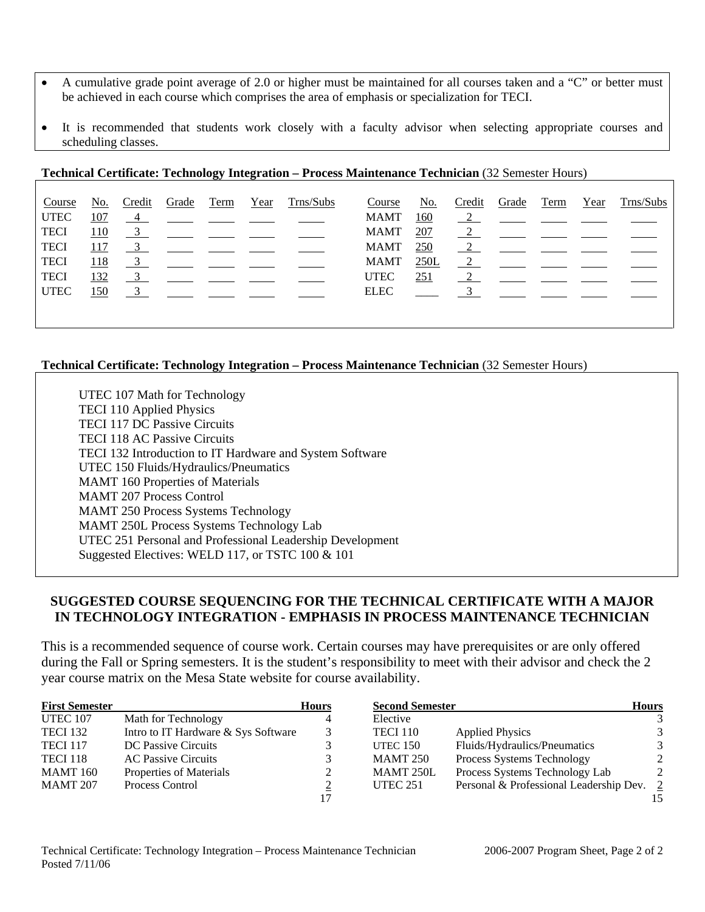- A cumulative grade point average of 2.0 or higher must be maintained for all courses taken and a "C" or better must be achieved in each course which comprises the area of emphasis or specialization for TECI.
- It is recommended that students work closely with a faculty advisor when selecting appropriate courses and scheduling classes.

**Technical Certificate: Technology Integration – Process Maintenance Technician** (32 Semester Hours)

| Course | No. | Credit | Grade | Term | Year | Trns/Subs | Course | No. | Credit | Grade | Term | Year | Trns/Subs |
|---|---|---|---|---|---|---|---|---|---|---|---|---|---|
| UTEC | 107 | 4 | | | | | MAMT | 160 | 2 | | | | |
| TECI | 110 | 3 | | | | | MAMT | 207 | 2 | | | | |
| TECI | 117 | 3 | | | | | MAMT | 250 | 2 | | | | |
| TECI | 118 | 3 | | | | | MAMT | 250L | 2 | | | | |
| TECI | 132 | 3 | | | | | UTEC | 251 | 2 | | | | |
| UTEC | 150 | 3 | | | | | ELEC | ____ | 3 | | | | |

**Technical Certificate: Technology Integration – Process Maintenance Technician** (32 Semester Hours)

UTEC 107 Math for Technology
TECI 110 Applied Physics
TECI 117 DC Passive Circuits
TECI 118 AC Passive Circuits
TECI 132 Introduction to IT Hardware and System Software
UTEC 150 Fluids/Hydraulics/Pneumatics
MAMT 160 Properties of Materials
MAMT 207 Process Control
MAMT 250 Process Systems Technology
MAMT 250L Process Systems Technology Lab
UTEC 251 Personal and Professional Leadership Development
Suggested Electives: WELD 117, or TSTC 100 & 101

## SUGGESTED COURSE SEQUENCING FOR THE TECHNICAL CERTIFICATE WITH A MAJOR IN TECHNOLOGY INTEGRATION - EMPHASIS IN PROCESS MAINTENANCE TECHNICIAN

This is a recommended sequence of course work. Certain courses may have prerequisites or are only offered during the Fall or Spring semesters. It is the student's responsibility to meet with their advisor and check the 2 year course matrix on the Mesa State website for course availability.

| First Semester | | Hours |
|---|---|---|
| UTEC 107 | Math for Technology | 4 |
| TECI 132 | Intro to IT Hardware & Sys Software | 3 |
| TECI 117 | DC Passive Circuits | 3 |
| TECI 118 | AC Passive Circuits | 3 |
| MAMT 160 | Properties of Materials | 2 |
| MAMT 207 | Process Control | 2 |
| | | 17 |

| Second Semester | | Hours |
|---|---|---|
| Elective | | 3 |
| TECI 110 | Applied Physics | 3 |
| UTEC 150 | Fluids/Hydraulics/Pneumatics | 3 |
| MAMT 250 | Process Systems Technology | 2 |
| MAMT 250L | Process Systems Technology Lab | 2 |
| UTEC 251 | Personal & Professional Leadership Dev. | 2 |
| | | 15 |

Technical Certificate: Technology Integration – Process Maintenance Technician
Posted 7/11/06